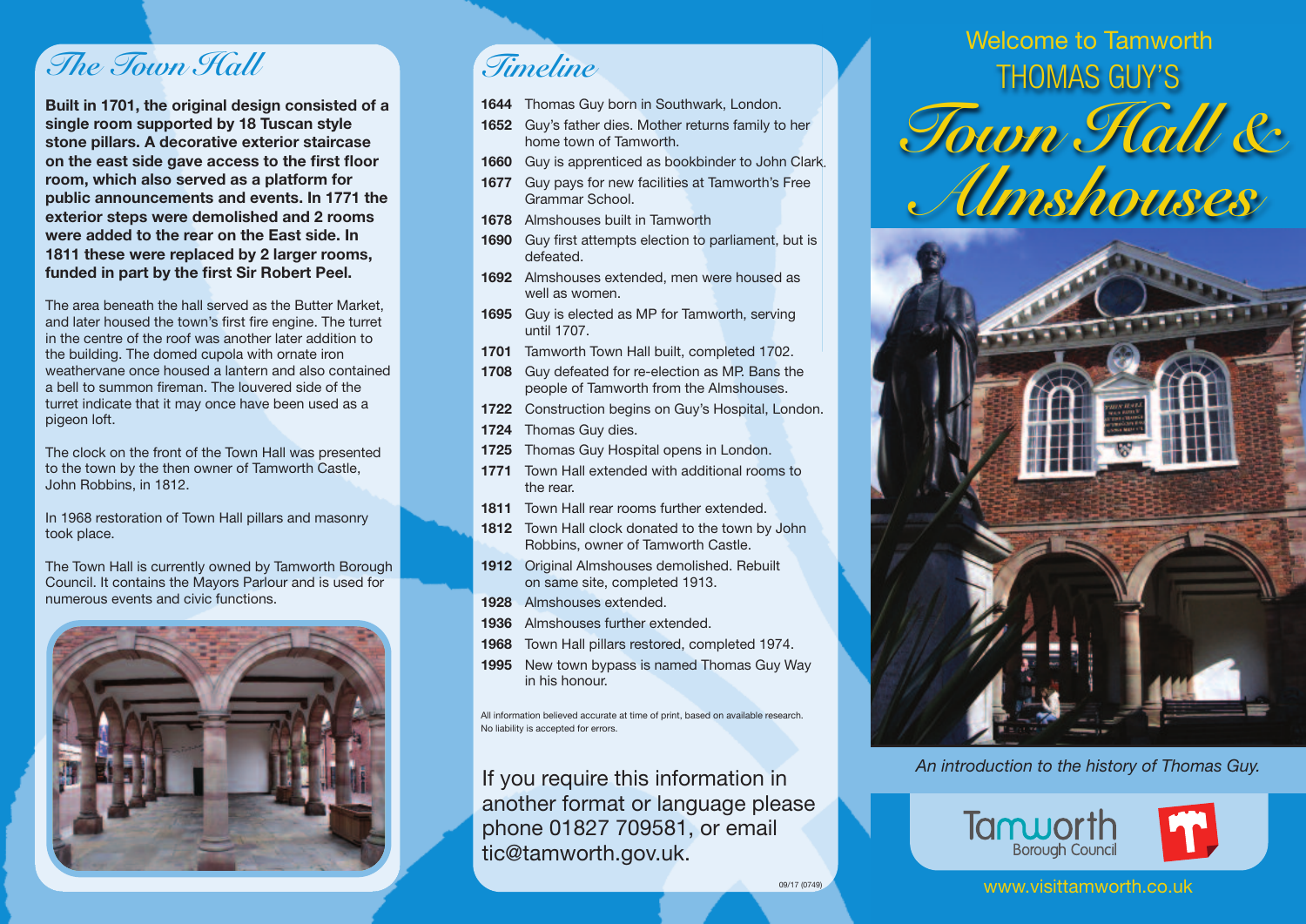## The Town Hall

**Built in 1701, the original design consisted of a single room supported by 18 Tuscan style stone pillars. A decorative exterior staircase on the east side gave access to the first floor room, which also served as a platform for public announcements and events. In 1771 the exterior steps were demolished and 2 rooms were added to the rear on the East side. In 1811 these were replaced by 2 larger rooms, funded in part by the first Sir Robert Peel.**

The area beneath the hall served as the Butter Market, and later housed the town's first fire engine. The turret in the centre of the roof was another later addition to the building. The domed cupola with ornate iron weathervane once housed a lantern and also contained a bell to summon fireman. The louvered side of the turret indicate that it may once have been used as a pigeon loft.

The clock on the front of the Town Hall was presented to the town by the then owner of Tamworth Castle, John Robbins, in 1812.

In 1968 restoration of Town Hall pillars and masonry took place.

The Town Hall is currently owned by Tamworth Borough Council. It contains the Mayors Parlour and is used for numerous events and civic functions.

## Timeline

- **1644** Thomas Guy born in Southwark, London.
- **1652** Guy's father dies. Mother returns family to her home town of Tamworth.
- **1660** Guy is apprenticed as bookbinder to John Clark.
- **1677** Guy pays for new facilities at Tamworth's Free Grammar School.
- **1678** Almshouses built in Tamworth
- **1690** Guy first attempts election to parliament, but is defeated.
- **1692** Almshouses extended, men were housed as well as women.
- **1695** Guy is elected as MP for Tamworth, serving until 1707.
- **1701** Tamworth Town Hall built, completed 1702.
- **1708** Guy defeated for re-election as MP. Bans the people of Tamworth from the Almshouses.
- **1722** Construction begins on Guy's Hospital, London.
- **1724** Thomas Guy dies.
- **1725** Thomas Guy Hospital opens in London.
- **1771** Town Hall extended with additional rooms to the rear.
- **1811** Town Hall rear rooms further extended.
- **1812** Town Hall clock donated to the town by John Robbins, owner of Tamworth Castle.
- **1912** Original Almshouses demolished. Rebuilt on same site, completed 1913.
- **1928** Almshouses extended.
- **1936** Almshouses further extended.
- **1968** Town Hall pillars restored, completed 1974.
- **1995** New town bypass is named Thomas Guy Way in his honour.

All information believed accurate at time of print, based on available research. No liability is accepted for errors.

If you require this information in another format or language please phone 01827 709581, or email tic@tamworth.gov.uk.

09/17 (0749)

# Welcome to Tamworth THOMAS GUY'S *Town Hall & Almshouses*

*An introduction to the history of Thomas Guy.*

Tamworth Borough Council

www.visittamworth.co.uk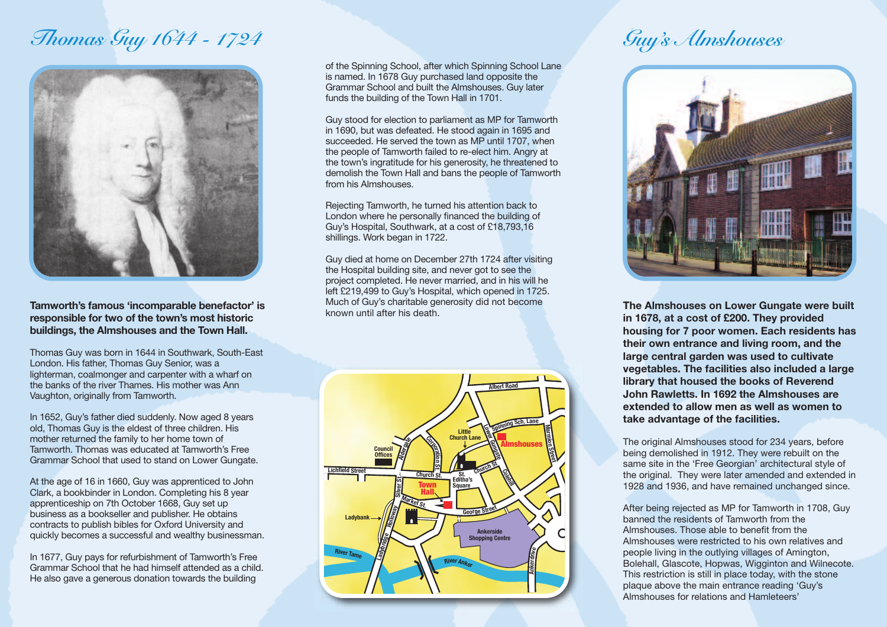# Thomas Guy 1644 - 1724

**Tamworth's famous 'incomparable benefactor' is responsible for two of the town's most historic buildings, the Almshouses and the Town Hall.**

Thomas Guy was born in 1644 in Southwark, South-East London. His father, Thomas Guy Senior, was a lighterman, coalmonger and carpenter with a wharf on the banks of the river Thames. His mother was Ann Vaughton, originally from Tamworth.

In 1652, Guy's father died suddenly. Now aged 8 years old, Thomas Guy is the eldest of three children. His mother returned the family to her home town of Tamworth. Thomas was educated at Tamworth's Free Grammar School that used to stand on Lower Gungate.

At the age of 16 in 1660, Guy was apprenticed to John Clark, a bookbinder in London. Completing his 8 year apprenticeship on 7th October 1668, Guy set up business as a bookseller and publisher. He obtains contracts to publish bibles for Oxford University and quickly becomes a successful and wealthy businessman.

In 1677, Guy pays for refurbishment of Tamworth's Free Grammar School that he had himself attended as a child. He also gave a generous donation towards the building of the Spinning School, after which Spinning School Lane is named. In 1678 Guy purchased land opposite the Grammar School and built the Almshouses. Guy later funds the building of the Town Hall in 1701.

Guy stood for election to parliament as MP for Tamworth in 1690, but was defeated. He stood again in 1695 and succeeded. He served the town as MP until 1707, when the people of Tamworth failed to re-elect him. Angry at the town's ingratitude for his generosity, he threatened to demolish the Town Hall and bans the people of Tamworth from his Almshouses.

Rejecting Tamworth, he turned his attention back to London where he personally financed the building of Guy's Hospital, Southwark, at a cost of £18,793,16 shillings. Work began in 1722.

Guy died at home on December 27th 1724 after visiting the Hospital building site, and never got to see the project completed. He never married, and in his will he left £219,499 to Guy's Hospital, which opened in 1725. Much of Guy's charitable generosity did not become known until after his death.

Albert Road
Spinning Sch. Lane
Little Church Lane
Lower Gungate
Almshouses
Marmion Street
Council Offices
Aldergate
Corporation St.
Lichfield Street
Church St.
St. Editha's Square
Church St.
Colehill
Silver St.
Town Hall
Market St.
George Street
Ladybank
Holloway
Ankerside Shopping Centre
Ladybridge
River Tame
River Anker
Ankerdrive

# Guy's Almshouses

**The Almshouses on Lower Gungate were built in 1678, at a cost of £200. They provided housing for 7 poor women. Each residents has their own entrance and living room, and the large central garden was used to cultivate vegetables. The facilities also included a large library that housed the books of Reverend John Rawletts. In 1692 the Almshouses are extended to allow men as well as women to take advantage of the facilities.**

The original Almshouses stood for 234 years, before being demolished in 1912. They were rebuilt on the same site in the 'Free Georgian' architectural style of the original. They were later amended and extended in 1928 and 1936, and have remained unchanged since.

After being rejected as MP for Tamworth in 1708, Guy banned the residents of Tamworth from the Almshouses. Those able to benefit from the Almshouses were restricted to his own relatives and people living in the outlying villages of Amington, Bolehall, Glascote, Hopwas, Wigginton and Wilnecote. This restriction is still in place today, with the stone plaque above the main entrance reading 'Guy's Almshouses for relations and Hamleteers'